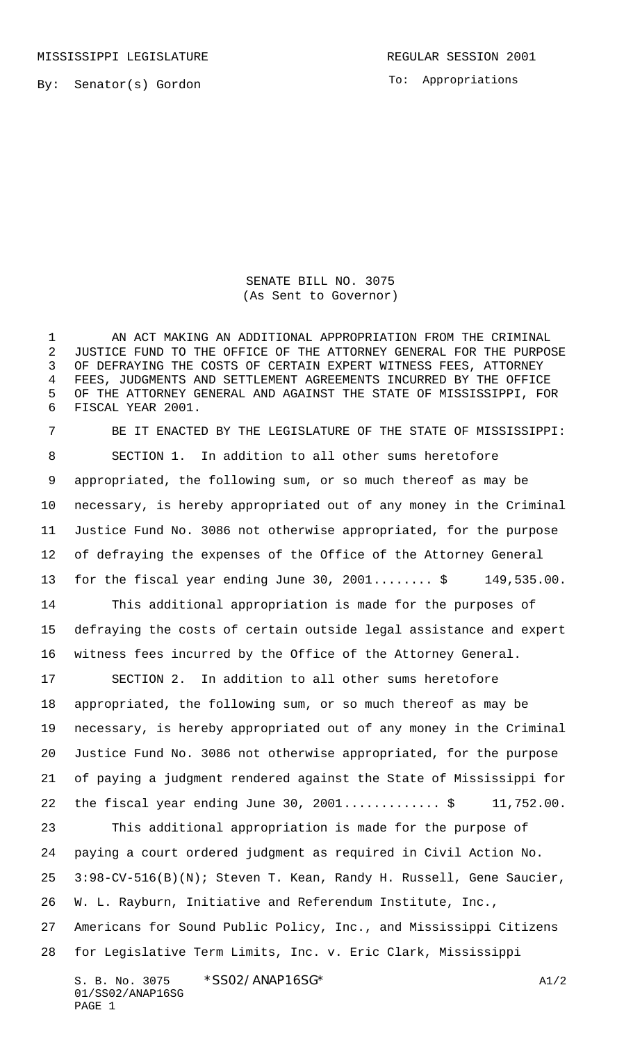MISSISSIPPI LEGISLATURE REGULAR SESSION 2001

By: Senator(s) Gordon

To: Appropriations

SENATE BILL NO. 3075
(As Sent to Governor)

AN ACT MAKING AN ADDITIONAL APPROPRIATION FROM THE CRIMINAL JUSTICE FUND TO THE OFFICE OF THE ATTORNEY GENERAL FOR THE PURPOSE OF DEFRAYING THE COSTS OF CERTAIN EXPERT WITNESS FEES, ATTORNEY FEES, JUDGMENTS AND SETTLEMENT AGREEMENTS INCURRED BY THE OFFICE OF THE ATTORNEY GENERAL AND AGAINST THE STATE OF MISSISSIPPI, FOR FISCAL YEAR 2001.

BE IT ENACTED BY THE LEGISLATURE OF THE STATE OF MISSISSIPPI:

SECTION 1. In addition to all other sums heretofore appropriated, the following sum, or so much thereof as may be necessary, is hereby appropriated out of any money in the Criminal Justice Fund No. 3086 not otherwise appropriated, for the purpose of defraying the expenses of the Office of the Attorney General for the fiscal year ending June 30, 2001........ $ 149,535.00.

This additional appropriation is made for the purposes of defraying the costs of certain outside legal assistance and expert witness fees incurred by the Office of the Attorney General.

SECTION 2. In addition to all other sums heretofore appropriated, the following sum, or so much thereof as may be necessary, is hereby appropriated out of any money in the Criminal Justice Fund No. 3086 not otherwise appropriated, for the purpose of paying a judgment rendered against the State of Mississippi for the fiscal year ending June 30, 2001............ $ 11,752.00.

This additional appropriation is made for the purpose of paying a court ordered judgment as required in Civil Action No. 3:98-CV-516(B)(N); Steven T. Kean, Randy H. Russell, Gene Saucier, W. L. Rayburn, Initiative and Referendum Institute, Inc., Americans for Sound Public Policy, Inc., and Mississippi Citizens for Legislative Term Limits, Inc. v. Eric Clark, Mississippi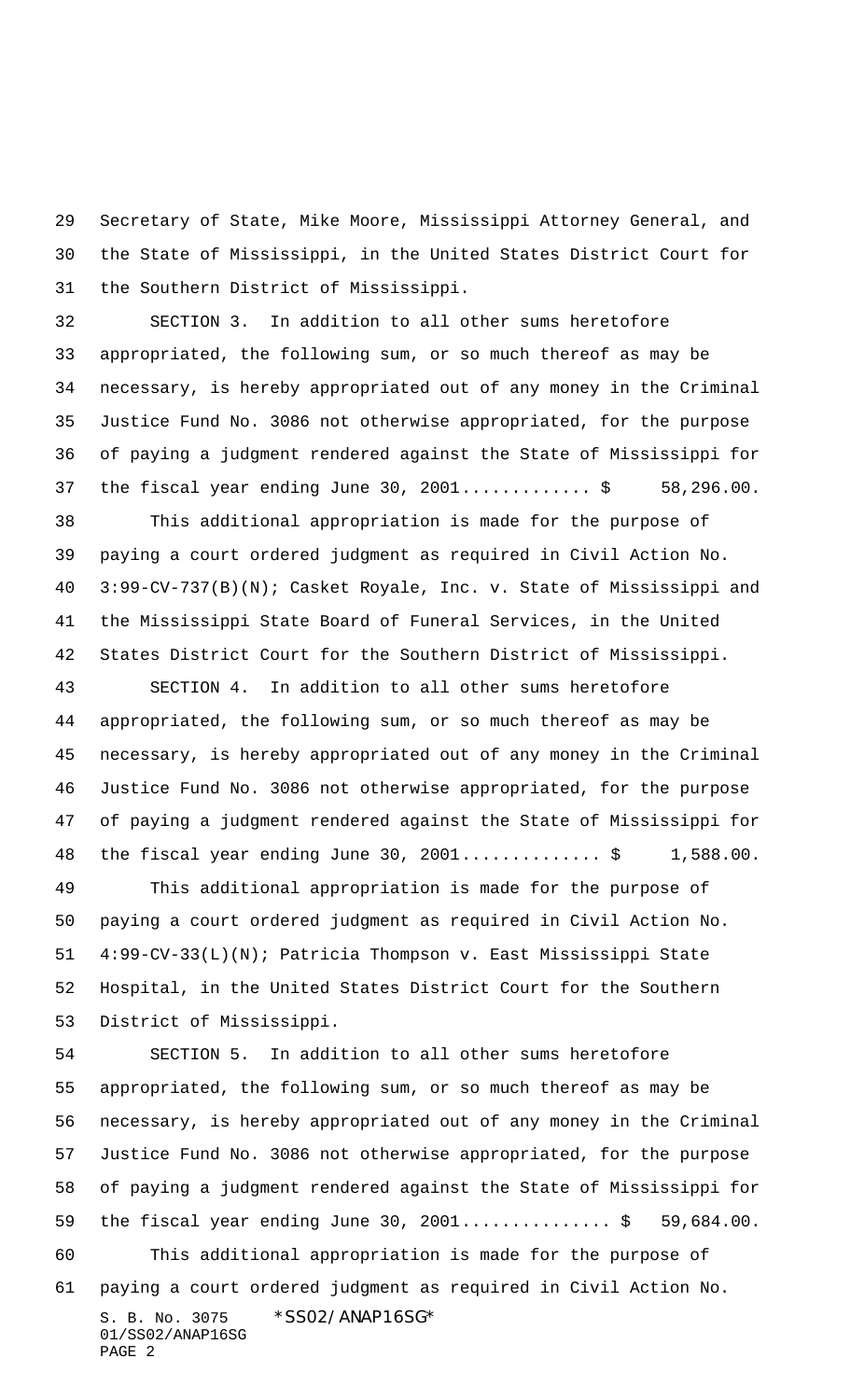Secretary of State, Mike Moore, Mississippi Attorney General, and the State of Mississippi, in the United States District Court for the Southern District of Mississippi.

SECTION 3. In addition to all other sums heretofore appropriated, the following sum, or so much thereof as may be necessary, is hereby appropriated out of any money in the Criminal Justice Fund No. 3086 not otherwise appropriated, for the purpose of paying a judgment rendered against the State of Mississippi for the fiscal year ending June 30, 2001............ $ 58,296.00.

This additional appropriation is made for the purpose of paying a court ordered judgment as required in Civil Action No. 3:99-CV-737(B)(N); Casket Royale, Inc. v. State of Mississippi and the Mississippi State Board of Funeral Services, in the United States District Court for the Southern District of Mississippi.

SECTION 4. In addition to all other sums heretofore appropriated, the following sum, or so much thereof as may be necessary, is hereby appropriated out of any money in the Criminal Justice Fund No. 3086 not otherwise appropriated, for the purpose of paying a judgment rendered against the State of Mississippi for the fiscal year ending June 30, 2001............. $ 1,588.00.

This additional appropriation is made for the purpose of paying a court ordered judgment as required in Civil Action No. 4:99-CV-33(L)(N); Patricia Thompson v. East Mississippi State Hospital, in the United States District Court for the Southern District of Mississippi.

SECTION 5. In addition to all other sums heretofore appropriated, the following sum, or so much thereof as may be necessary, is hereby appropriated out of any money in the Criminal Justice Fund No. 3086 not otherwise appropriated, for the purpose of paying a judgment rendered against the State of Mississippi for the fiscal year ending June 30, 2001............... $ 59,684.00.

This additional appropriation is made for the purpose of paying a court ordered judgment as required in Civil Action No.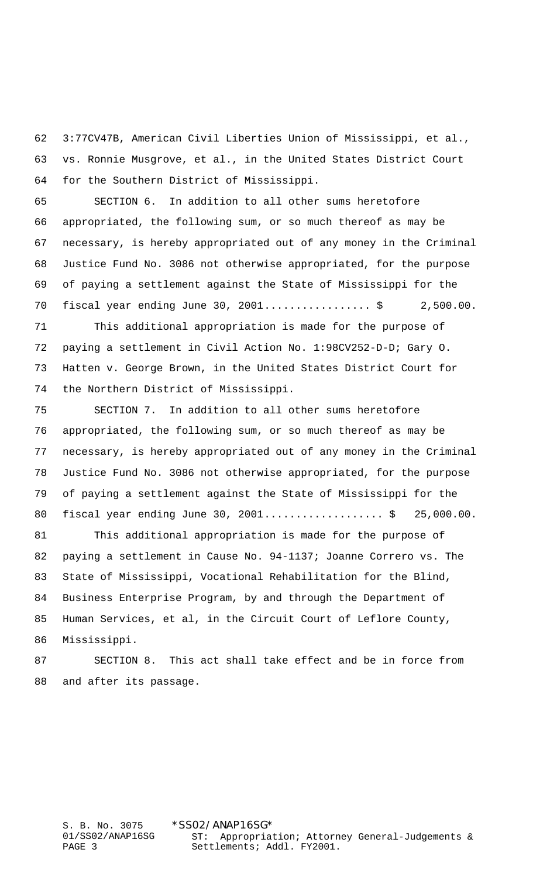3:77CV47B, American Civil Liberties Union of Mississippi, et al., vs. Ronnie Musgrove, et al., in the United States District Court for the Southern District of Mississippi.

SECTION 6. In addition to all other sums heretofore appropriated, the following sum, or so much thereof as may be necessary, is hereby appropriated out of any money in the Criminal Justice Fund No. 3086 not otherwise appropriated, for the purpose of paying a settlement against the State of Mississippi for the fiscal year ending June 30, 2001................ $ 2,500.00.

This additional appropriation is made for the purpose of paying a settlement in Civil Action No. 1:98CV252-D-D; Gary O. Hatten v. George Brown, in the United States District Court for the Northern District of Mississippi.

SECTION 7. In addition to all other sums heretofore appropriated, the following sum, or so much thereof as may be necessary, is hereby appropriated out of any money in the Criminal Justice Fund No. 3086 not otherwise appropriated, for the purpose of paying a settlement against the State of Mississippi for the fiscal year ending June 30, 2001.................. $ 25,000.00.

This additional appropriation is made for the purpose of paying a settlement in Cause No. 94-1137; Joanne Correro vs. The State of Mississippi, Vocational Rehabilitation for the Blind, Business Enterprise Program, by and through the Department of Human Services, et al, in the Circuit Court of Leflore County, Mississippi.

SECTION 8. This act shall take effect and be in force from and after its passage.